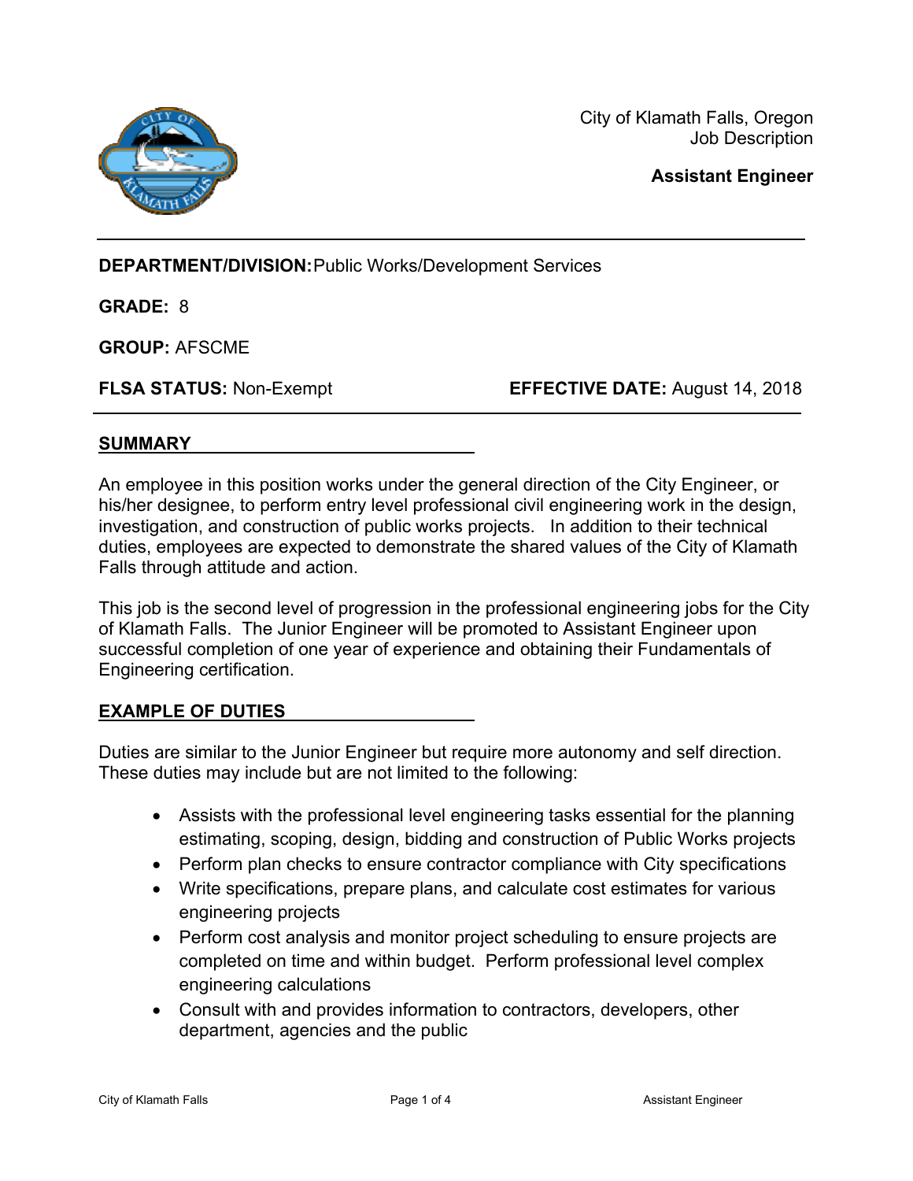City of Klamath Falls, Oregon
Job Description

**Assistant Engineer**

---

**DEPARTMENT/DIVISION:** Public Works/Development Services

**GRADE:** 8

**GROUP:** AFSCME

**FLSA STATUS:** Non-Exempt **EFFECTIVE DATE:** August 14, 2018

---

## SUMMARY

An employee in this position works under the general direction of the City Engineer, or his/her designee, to perform entry level professional civil engineering work in the design, investigation, and construction of public works projects. In addition to their technical duties, employees are expected to demonstrate the shared values of the City of Klamath Falls through attitude and action.

This job is the second level of progression in the professional engineering jobs for the City of Klamath Falls. The Junior Engineer will be promoted to Assistant Engineer upon successful completion of one year of experience and obtaining their Fundamentals of Engineering certification.

## EXAMPLE OF DUTIES

Duties are similar to the Junior Engineer but require more autonomy and self direction. These duties may include but are not limited to the following:

- Assists with the professional level engineering tasks essential for the planning estimating, scoping, design, bidding and construction of Public Works projects
- Perform plan checks to ensure contractor compliance with City specifications
- Write specifications, prepare plans, and calculate cost estimates for various engineering projects
- Perform cost analysis and monitor project scheduling to ensure projects are completed on time and within budget. Perform professional level complex engineering calculations
- Consult with and provides information to contractors, developers, other department, agencies and the public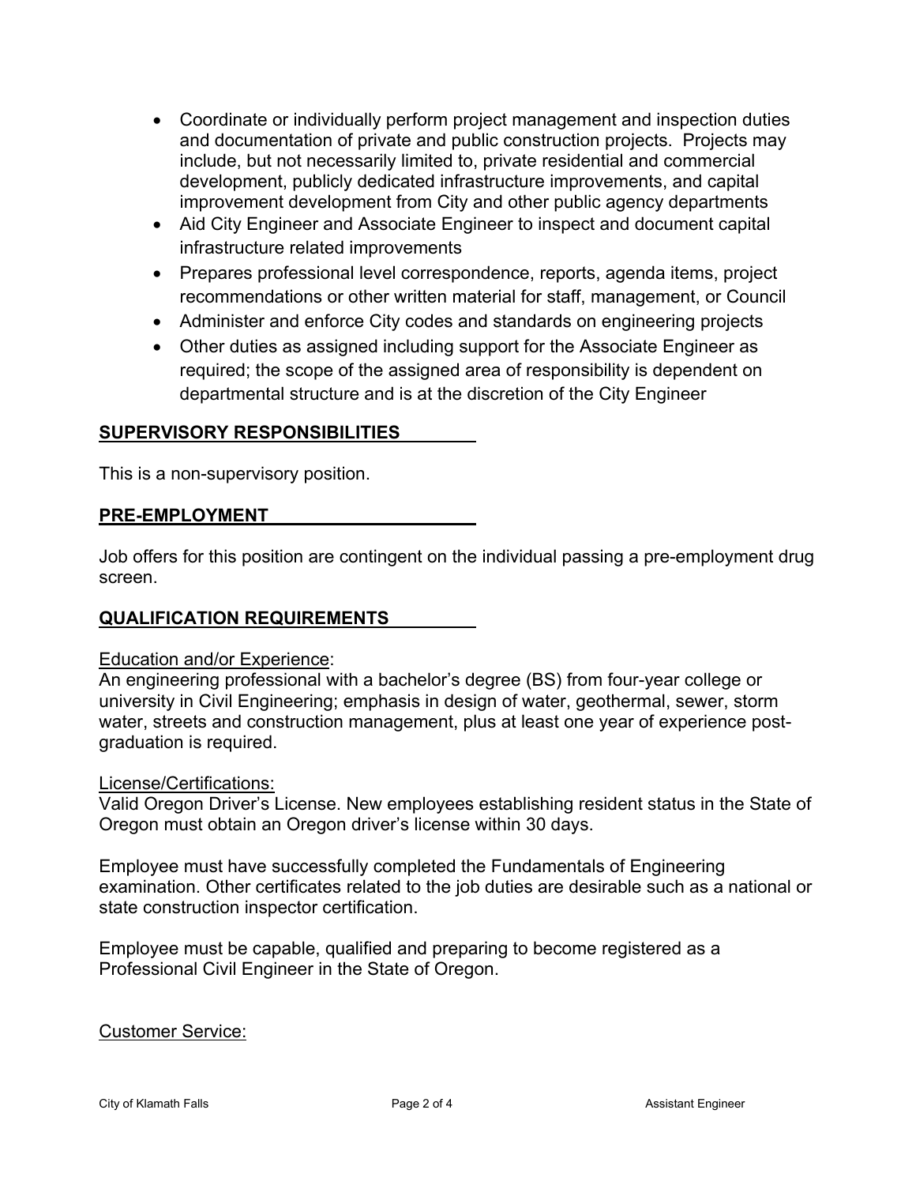- Coordinate or individually perform project management and inspection duties and documentation of private and public construction projects. Projects may include, but not necessarily limited to, private residential and commercial development, publicly dedicated infrastructure improvements, and capital improvement development from City and other public agency departments
- Aid City Engineer and Associate Engineer to inspect and document capital infrastructure related improvements
- Prepares professional level correspondence, reports, agenda items, project recommendations or other written material for staff, management, or Council
- Administer and enforce City codes and standards on engineering projects
- Other duties as assigned including support for the Associate Engineer as required; the scope of the assigned area of responsibility is dependent on departmental structure and is at the discretion of the City Engineer

## SUPERVISORY RESPONSIBILITIES

This is a non-supervisory position.

## PRE-EMPLOYMENT

Job offers for this position are contingent on the individual passing a pre-employment drug screen.

## QUALIFICATION REQUIREMENTS

Education and/or Experience:
An engineering professional with a bachelor's degree (BS) from four-year college or university in Civil Engineering; emphasis in design of water, geothermal, sewer, storm water, streets and construction management, plus at least one year of experience post-graduation is required.

License/Certifications:
Valid Oregon Driver's License. New employees establishing resident status in the State of Oregon must obtain an Oregon driver's license within 30 days.

Employee must have successfully completed the Fundamentals of Engineering examination. Other certificates related to the job duties are desirable such as a national or state construction inspector certification.

Employee must be capable, qualified and preparing to become registered as a Professional Civil Engineer in the State of Oregon.

Customer Service: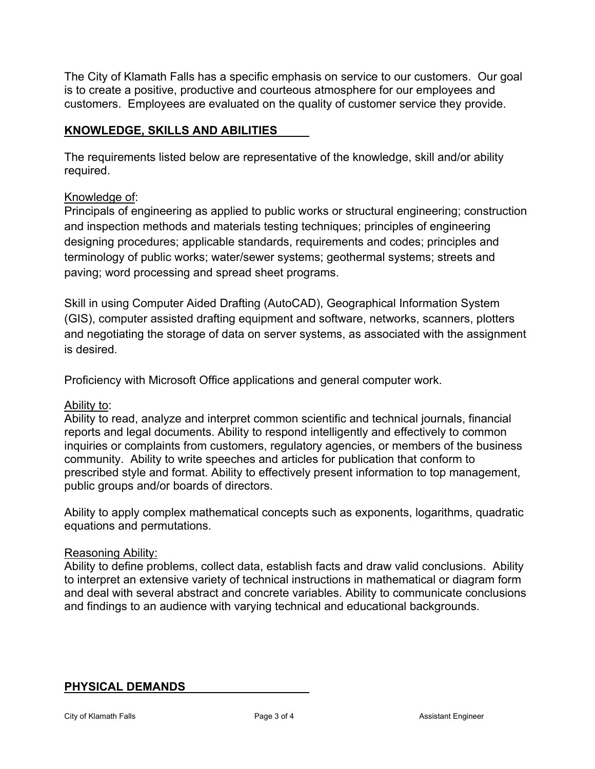The City of Klamath Falls has a specific emphasis on service to our customers. Our goal is to create a positive, productive and courteous atmosphere for our employees and customers. Employees are evaluated on the quality of customer service they provide.

## KNOWLEDGE, SKILLS AND ABILITIES

The requirements listed below are representative of the knowledge, skill and/or ability required.

Knowledge of:
Principals of engineering as applied to public works or structural engineering; construction and inspection methods and materials testing techniques; principles of engineering designing procedures; applicable standards, requirements and codes; principles and terminology of public works; water/sewer systems; geothermal systems; streets and paving; word processing and spread sheet programs.

Skill in using Computer Aided Drafting (AutoCAD), Geographical Information System (GIS), computer assisted drafting equipment and software, networks, scanners, plotters and negotiating the storage of data on server systems, as associated with the assignment is desired.

Proficiency with Microsoft Office applications and general computer work.

Ability to:
Ability to read, analyze and interpret common scientific and technical journals, financial reports and legal documents. Ability to respond intelligently and effectively to common inquiries or complaints from customers, regulatory agencies, or members of the business community. Ability to write speeches and articles for publication that conform to prescribed style and format. Ability to effectively present information to top management, public groups and/or boards of directors.

Ability to apply complex mathematical concepts such as exponents, logarithms, quadratic equations and permutations.

Reasoning Ability:
Ability to define problems, collect data, establish facts and draw valid conclusions. Ability to interpret an extensive variety of technical instructions in mathematical or diagram form and deal with several abstract and concrete variables. Ability to communicate conclusions and findings to an audience with varying technical and educational backgrounds.

## PHYSICAL DEMANDS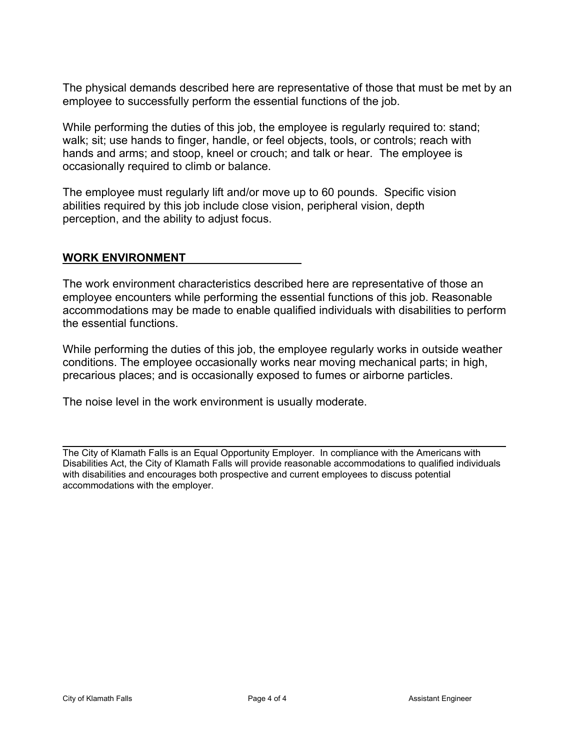The physical demands described here are representative of those that must be met by an employee to successfully perform the essential functions of the job.

While performing the duties of this job, the employee is regularly required to: stand; walk; sit; use hands to finger, handle, or feel objects, tools, or controls; reach with hands and arms; and stoop, kneel or crouch; and talk or hear. The employee is occasionally required to climb or balance.

The employee must regularly lift and/or move up to 60 pounds. Specific vision abilities required by this job include close vision, peripheral vision, depth perception, and the ability to adjust focus.

## WORK ENVIRONMENT

The work environment characteristics described here are representative of those an employee encounters while performing the essential functions of this job. Reasonable accommodations may be made to enable qualified individuals with disabilities to perform the essential functions.

While performing the duties of this job, the employee regularly works in outside weather conditions. The employee occasionally works near moving mechanical parts; in high, precarious places; and is occasionally exposed to fumes or airborne particles.

The noise level in the work environment is usually moderate.

---

The City of Klamath Falls is an Equal Opportunity Employer. In compliance with the Americans with Disabilities Act, the City of Klamath Falls will provide reasonable accommodations to qualified individuals with disabilities and encourages both prospective and current employees to discuss potential accommodations with the employer.